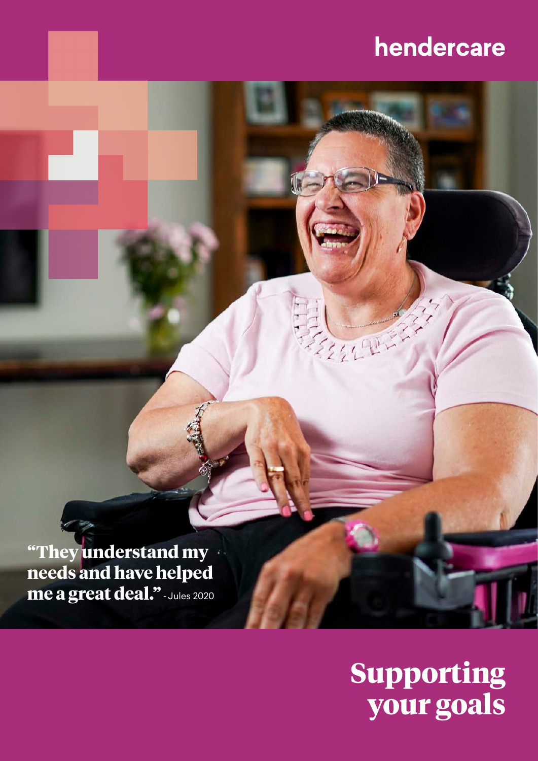hendercare

"They understand my needs and have helped me a great deal." - Jules 2020

# Supporting your goals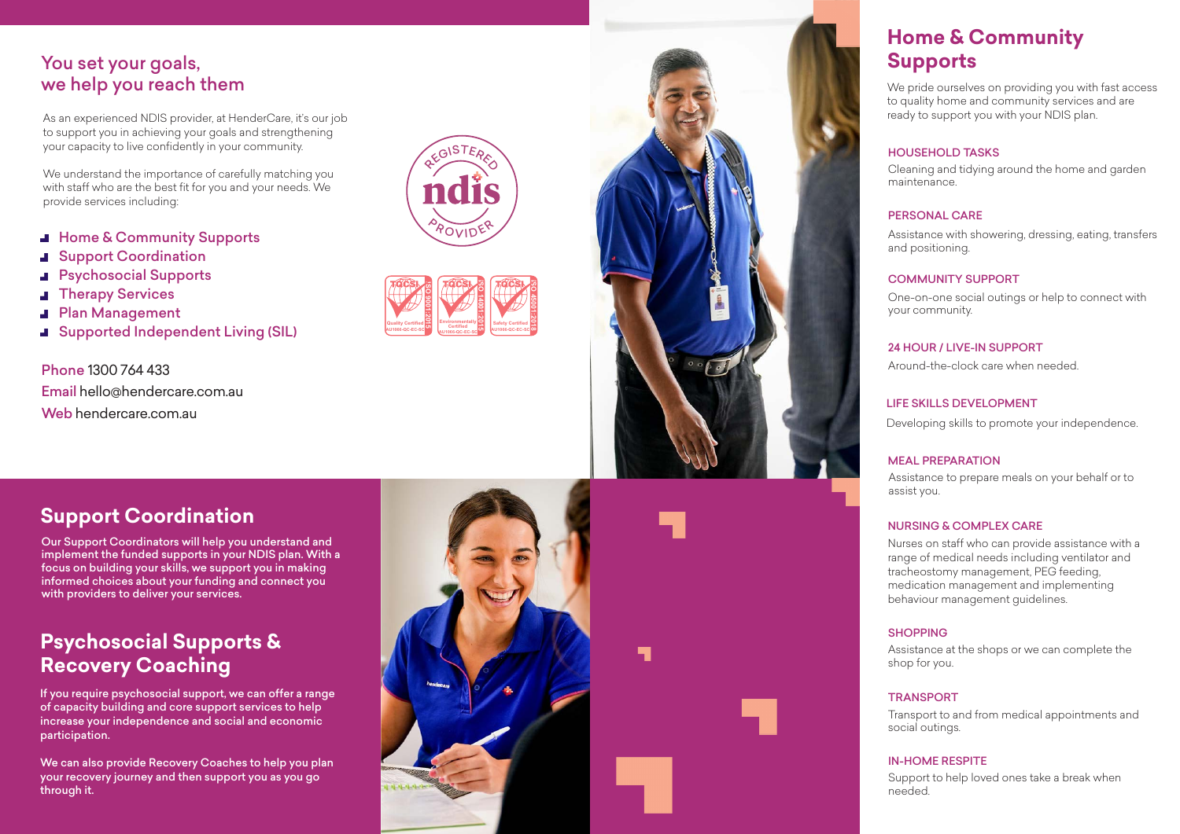## You set your goals, we help you reach them

As an experienced NDIS provider, at HenderCare, it's our job to support you in achieving your goals and strengthening your capacity to live confidently in your community.

We understand the importance of carefully matching you with staff who are the best fit for you and your needs. We provide services including:

- Home & Community Supports
- Support Coordination
- Psychosocial Supports
- Therapy Services
- Plan Management
- Supported Independent Living (SIL)

Phone 1300 764 433
Email hello@hendercare.com.au
Web hendercare.com.au

REGISTERED ndis PROVIDER

## Support Coordination

Our Support Coordinators will help you understand and implement the funded supports in your NDIS plan. With a focus on building your skills, we support you in making informed choices about your funding and connect you with providers to deliver your services.

## Psychosocial Supports & Recovery Coaching

If you require psychosocial support, we can offer a range of capacity building and core support services to help increase your independence and social and economic participation.

We can also provide Recovery Coaches to help you plan your recovery journey and then support you as you go through it.

## Home & Community Supports

We pride ourselves on providing you with fast access to quality home and community services and are ready to support you with your NDIS plan.

### HOUSEHOLD TASKS

Cleaning and tidying around the home and garden maintenance.

### PERSONAL CARE

Assistance with showering, dressing, eating, transfers and positioning.

### COMMUNITY SUPPORT

One-on-one social outings or help to connect with your community.

### 24 HOUR / LIVE-IN SUPPORT

Around-the-clock care when needed.

### LIFE SKILLS DEVELOPMENT

Developing skills to promote your independence.

### MEAL PREPARATION

Assistance to prepare meals on your behalf or to assist you.

### NURSING & COMPLEX CARE

Nurses on staff who can provide assistance with a range of medical needs including ventilator and tracheostomy management, PEG feeding, medication management and implementing behaviour management guidelines.

### SHOPPING

Assistance at the shops or we can complete the shop for you.

### TRANSPORT

Transport to and from medical appointments and social outings.

### IN-HOME RESPITE

Support to help loved ones take a break when needed.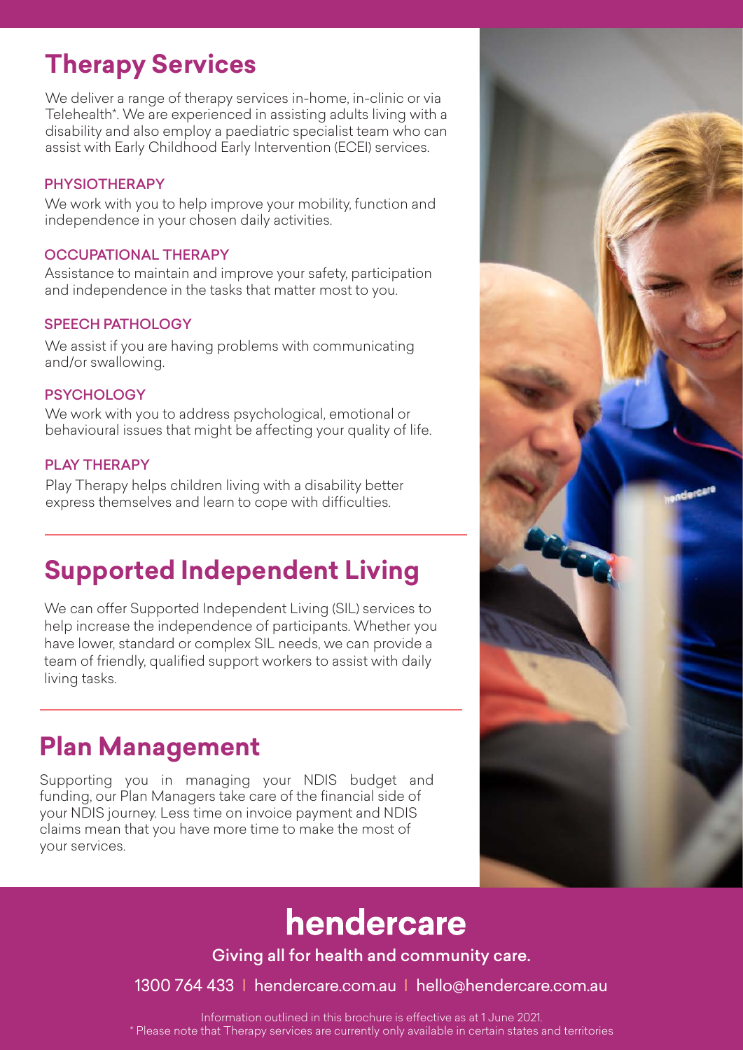## Therapy Services

We deliver a range of therapy services in-home, in-clinic or via Telehealth*. We are experienced in assisting adults living with a disability and also employ a paediatric specialist team who can assist with Early Childhood Early Intervention (ECEI) services.

### PHYSIOTHERAPY

We work with you to help improve your mobility, function and independence in your chosen daily activities.

### OCCUPATIONAL THERAPY

Assistance to maintain and improve your safety, participation and independence in the tasks that matter most to you.

### SPEECH PATHOLOGY

We assist if you are having problems with communicating and/or swallowing.

### PSYCHOLOGY

We work with you to address psychological, emotional or behavioural issues that might be affecting your quality of life.

### PLAY THERAPY

Play Therapy helps children living with a disability better express themselves and learn to cope with difficulties.

## Supported Independent Living

We can offer Supported Independent Living (SIL) services to help increase the independence of participants. Whether you have lower, standard or complex SIL needs, we can provide a team of friendly, qualified support workers to assist with daily living tasks.

## Plan Management

Supporting you in managing your NDIS budget and funding, our Plan Managers take care of the financial side of your NDIS journey. Less time on invoice payment and NDIS claims mean that you have more time to make the most of your services.

# hendercare

Giving all for health and community care.

1300 764 433 | hendercare.com.au | hello@hendercare.com.au

Information outlined in this brochure is effective as at 1 June 2021.
* Please note that Therapy services are currently only available in certain states and territories